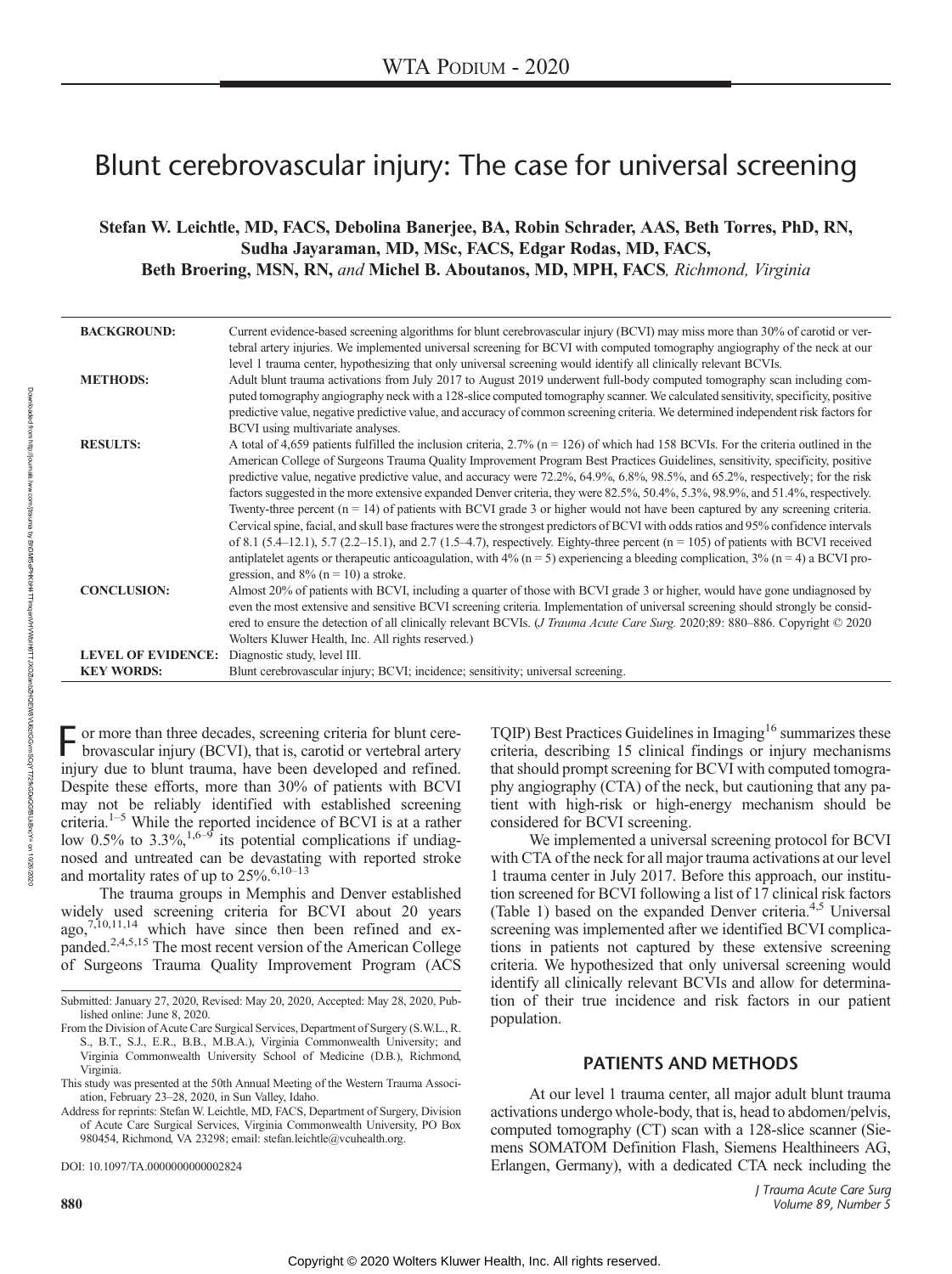WTA Podium - 2020

# Blunt cerebrovascular injury: The case for universal screening

**Stefan W. Leichtle, MD, FACS, Debolina Banerjee, BA, Robin Schrader, AAS, Beth Torres, PhD, RN, Sudha Jayaraman, MD, MSc, FACS, Edgar Rodas, MD, FACS, Beth Broering, MSN, RN,** *and* **Michel B. Aboutanos, MD, MPH, FACS***, Richmond, Virginia*

**BACKGROUND:** Current evidence-based screening algorithms for blunt cerebrovascular injury (BCVI) may miss more than 30% of carotid or vertebral artery injuries. We implemented universal screening for BCVI with computed tomography angiography of the neck at our level 1 trauma center, hypothesizing that only universal screening would identify all clinically relevant BCVIs.

**METHODS:** Adult blunt trauma activations from July 2017 to August 2019 underwent full-body computed tomography scan including computed tomography angiography neck with a 128-slice computed tomography scanner. We calculated sensitivity, specificity, positive predictive value, negative predictive value, and accuracy of common screening criteria. We determined independent risk factors for BCVI using multivariate analyses.

**RESULTS:** A total of 4,659 patients fulfilled the inclusion criteria, 2.7% (n = 126) of which had 158 BCVIs. For the criteria outlined in the American College of Surgeons Trauma Quality Improvement Program Best Practices Guidelines, sensitivity, specificity, positive predictive value, negative predictive value, and accuracy were 72.2%, 64.9%, 6.8%, 98.5%, and 65.2%, respectively; for the risk factors suggested in the more extensive expanded Denver criteria, they were 82.5%, 50.4%, 5.3%, 98.9%, and 51.4%, respectively. Twenty-three percent (n = 14) of patients with BCVI grade 3 or higher would not have been captured by any screening criteria. Cervical spine, facial, and skull base fractures were the strongest predictors of BCVI with odds ratios and 95% confidence intervals of 8.1 (5.4–12.1), 5.7 (2.2–15.1), and 2.7 (1.5–4.7), respectively. Eighty-three percent (n = 105) of patients with BCVI received antiplatelet agents or therapeutic anticoagulation, with 4% (n = 5) experiencing a bleeding complication, 3% (n = 4) a BCVI progression, and 8% (n = 10) a stroke.

**CONCLUSION:** Almost 20% of patients with BCVI, including a quarter of those with BCVI grade 3 or higher, would have gone undiagnosed by even the most extensive and sensitive BCVI screening criteria. Implementation of universal screening should strongly be considered to ensure the detection of all clinically relevant BCVIs. (*J Trauma Acute Care Surg.* 2020;89: 880–886. Copyright © 2020 Wolters Kluwer Health, Inc. All rights reserved.)

**LEVEL OF EVIDENCE:** Diagnostic study, level III.

**KEY WORDS:** Blunt cerebrovascular injury; BCVI; incidence; sensitivity; universal screening.

For more than three decades, screening criteria for blunt cerebrovascular injury (BCVI), that is, carotid or vertebral artery injury due to blunt trauma, have been developed and refined. Despite these efforts, more than 30% of patients with BCVI may not be reliably identified with established screening criteria.[1–5] While the reported incidence of BCVI is at a rather low 0.5% to 3.3%,[1,6–9] its potential complications if undiagnosed and untreated can be devastating with reported stroke and mortality rates of up to 25%.[6,10–13]

The trauma groups in Memphis and Denver established widely used screening criteria for BCVI about 20 years ago,[7,10,11,14] which have since then been refined and expanded.[2,4,5,15] The most recent version of the American College of Surgeons Trauma Quality Improvement Program (ACS TQIP) Best Practices Guidelines in Imaging[16] summarizes these criteria, describing 15 clinical findings or injury mechanisms that should prompt screening for BCVI with computed tomography angiography (CTA) of the neck, but cautioning that any patient with high-risk or high-energy mechanism should be considered for BCVI screening.

We implemented a universal screening protocol for BCVI with CTA of the neck for all major trauma activations at our level 1 trauma center in July 2017. Before this approach, our institution screened for BCVI following a list of 17 clinical risk factors (Table 1) based on the expanded Denver criteria.[4,5] Universal screening was implemented after we identified BCVI complications in patients not captured by these extensive screening criteria. We hypothesized that only universal screening would identify all clinically relevant BCVIs and allow for determination of their true incidence and risk factors in our patient population.

## PATIENTS AND METHODS

At our level 1 trauma center, all major adult blunt trauma activations undergo whole-body, that is, head to abdomen/pelvis, computed tomography (CT) scan with a 128-slice scanner (Siemens SOMATOM Definition Flash, Siemens Healthineers AG, Erlangen, Germany), with a dedicated CTA neck including the

Submitted: January 27, 2020, Revised: May 20, 2020, Accepted: May 28, 2020, Published online: June 8, 2020.

From the Division of Acute Care Surgical Services, Department of Surgery (S.W.L., R.S., B.T., S.J., E.R., B.B., M.B.A.), Virginia Commonwealth University; and Virginia Commonwealth University School of Medicine (D.B.), Richmond, Virginia.

This study was presented at the 50th Annual Meeting of the Western Trauma Association, February 23–28, 2020, in Sun Valley, Idaho.

Address for reprints: Stefan W. Leichtle, MD, FACS, Department of Surgery, Division of Acute Care Surgical Services, Virginia Commonwealth University, PO Box 980454, Richmond, VA 23298; email: stefan.leichtle@vcuhealth.org.

DOI: 10.1097/TA.0000000000002824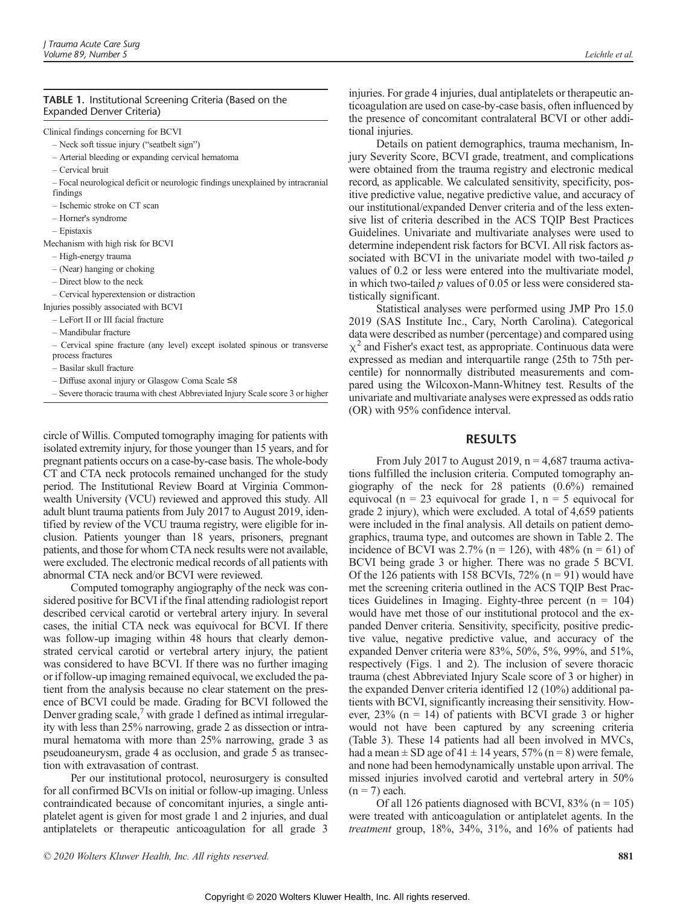**TABLE 1.** Institutional Screening Criteria (Based on the Expanded Denver Criteria)

| |
|---|
| Clinical findings concerning for BCVI |
| – Neck soft tissue injury ("seatbelt sign") |
| – Arterial bleeding or expanding cervical hematoma |
| – Cervical bruit |
| – Focal neurological deficit or neurologic findings unexplained by intracranial findings |
| – Ischemic stroke on CT scan |
| – Horner's syndrome |
| – Epistaxis |
| Mechanism with high risk for BCVI |
| – High-energy trauma |
| – (Near) hanging or choking |
| – Direct blow to the neck |
| – Cervical hyperextension or distraction |
| Injuries possibly associated with BCVI |
| – LeFort II or III facial fracture |
| – Mandibular fracture |
| – Cervical spine fracture (any level) except isolated spinous or transverse process fractures |
| – Basilar skull fracture |
| – Diffuse axonal injury or Glasgow Coma Scale ≤8 |
| – Severe thoracic trauma with chest Abbreviated Injury Scale score 3 or higher |

circle of Willis. Computed tomography imaging for patients with isolated extremity injury, for those younger than 15 years, and for pregnant patients occurs on a case-by-case basis. The whole-body CT and CTA neck protocols remained unchanged for the study period. The Institutional Review Board at Virginia Commonwealth University (VCU) reviewed and approved this study. All adult blunt trauma patients from July 2017 to August 2019, identified by review of the VCU trauma registry, were eligible for inclusion. Patients younger than 18 years, prisoners, pregnant patients, and those for whom CTA neck results were not available, were excluded. The electronic medical records of all patients with abnormal CTA neck and/or BCVI were reviewed.

Computed tomography angiography of the neck was considered positive for BCVI if the final attending radiologist report described cervical carotid or vertebral artery injury. In several cases, the initial CTA neck was equivocal for BCVI. If there was follow-up imaging within 48 hours that clearly demonstrated cervical carotid or vertebral artery injury, the patient was considered to have BCVI. If there was no further imaging or if follow-up imaging remained equivocal, we excluded the patient from the analysis because no clear statement on the presence of BCVI could be made. Grading for BCVI followed the Denver grading scale,[7] with grade 1 defined as intimal irregularity with less than 25% narrowing, grade 2 as dissection or intramural hematoma with more than 25% narrowing, grade 3 as pseudoaneurysm, grade 4 as occlusion, and grade 5 as transection with extravasation of contrast.

Per our institutional protocol, neurosurgery is consulted for all confirmed BCVIs on initial or follow-up imaging. Unless contraindicated because of concomitant injuries, a single antiplatelet agent is given for most grade 1 and 2 injuries, and dual antiplatelets or therapeutic anticoagulation for all grade 3 injuries. For grade 4 injuries, dual antiplatelets or therapeutic anticoagulation are used on case-by-case basis, often influenced by the presence of concomitant contralateral BCVI or other additional injuries.

Details on patient demographics, trauma mechanism, Injury Severity Score, BCVI grade, treatment, and complications were obtained from the trauma registry and electronic medical record, as applicable. We calculated sensitivity, specificity, positive predictive value, negative predictive value, and accuracy of our institutional/expanded Denver criteria and of the less extensive list of criteria described in the ACS TQIP Best Practices Guidelines. Univariate and multivariate analyses were used to determine independent risk factors for BCVI. All risk factors associated with BCVI in the univariate model with two-tailed $p$ values of 0.2 or less were entered into the multivariate model, in which two-tailed $p$ values of 0.05 or less were considered statistically significant.

Statistical analyses were performed using JMP Pro 15.0 2019 (SAS Institute Inc., Cary, North Carolina). Categorical data were described as number (percentage) and compared using $\chi^2$ and Fisher's exact test, as appropriate. Continuous data were expressed as median and interquartile range (25th to 75th percentile) for nonnormally distributed measurements and compared using the Wilcoxon-Mann-Whitney test. Results of the univariate and multivariate analyses were expressed as odds ratio (OR) with 95% confidence interval.

## RESULTS

From July 2017 to August 2019, n = 4,687 trauma activations fulfilled the inclusion criteria. Computed tomography angiography of the neck for 28 patients (0.6%) remained equivocal (n = 23 equivocal for grade 1, n = 5 equivocal for grade 2 injury), which were excluded. A total of 4,659 patients were included in the final analysis. All details on patient demographics, trauma type, and outcomes are shown in Table 2. The incidence of BCVI was 2.7% (n = 126), with 48% (n = 61) of BCVI being grade 3 or higher. There was no grade 5 BCVI. Of the 126 patients with 158 BCVIs, 72% (n = 91) would have met the screening criteria outlined in the ACS TQIP Best Practices Guidelines in Imaging. Eighty-three percent (n = 104) would have met those of our institutional protocol and the expanded Denver criteria. Sensitivity, specificity, positive predictive value, negative predictive value, and accuracy of the expanded Denver criteria were 83%, 50%, 5%, 99%, and 51%, respectively (Figs. 1 and 2). The inclusion of severe thoracic trauma (chest Abbreviated Injury Scale score of 3 or higher) in the expanded Denver criteria identified 12 (10%) additional patients with BCVI, significantly increasing their sensitivity. However, 23% (n = 14) of patients with BCVI grade 3 or higher would not have been captured by any screening criteria (Table 3). These 14 patients had all been involved in MVCs, had a mean ± SD age of 41 ± 14 years, 57% (n = 8) were female, and none had been hemodynamically unstable upon arrival. The missed injuries involved carotid and vertebral artery in 50% (n = 7) each.

Of all 126 patients diagnosed with BCVI, 83% (n = 105) were treated with anticoagulation or antiplatelet agents. In the *treatment* group, 18%, 34%, 31%, and 16% of patients had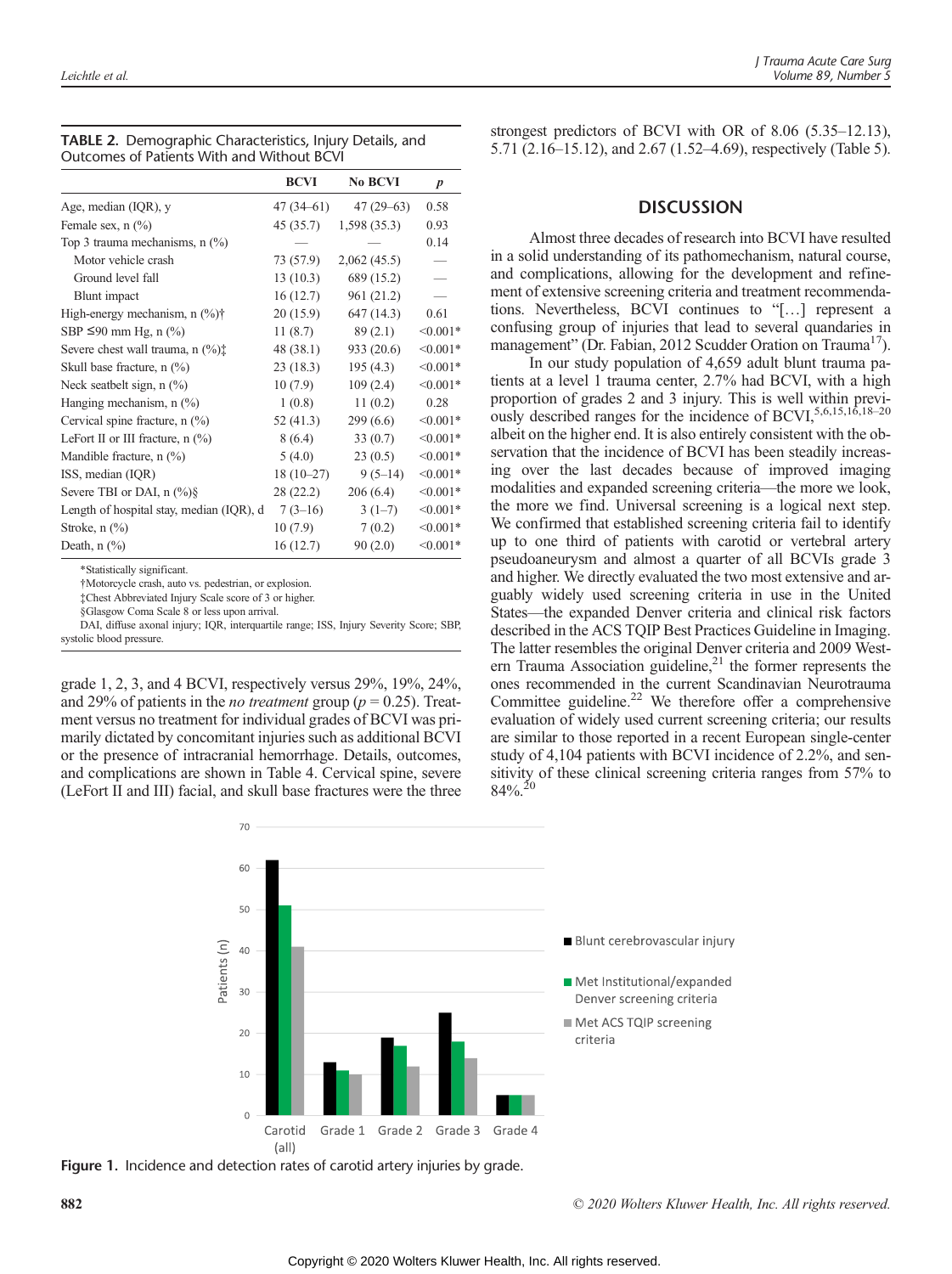**TABLE 2.** Demographic Characteristics, Injury Details, and Outcomes of Patients With and Without BCVI

| | BCVI | No BCVI | p |
|---|---|---|---|
| Age, median (IQR), y | 47 (34–61) | 47 (29–63) | 0.58 |
| Female sex, n (%) | 45 (35.7) | 1,598 (35.3) | 0.93 |
| Top 3 trauma mechanisms, n (%) | — | — | 0.14 |
| Motor vehicle crash | 73 (57.9) | 2,062 (45.5) | — |
| Ground level fall | 13 (10.3) | 689 (15.2) | — |
| Blunt impact | 16 (12.7) | 961 (21.2) | — |
| High-energy mechanism, n (%)† | 20 (15.9) | 647 (14.3) | 0.61 |
| SBP ≤90 mm Hg, n (%) | 11 (8.7) | 89 (2.1) | <0.001* |
| Severe chest wall trauma, n (%)‡ | 48 (38.1) | 933 (20.6) | <0.001* |
| Skull base fracture, n (%) | 23 (18.3) | 195 (4.3) | <0.001* |
| Neck seatbelt sign, n (%) | 10 (7.9) | 109 (2.4) | <0.001* |
| Hanging mechanism, n (%) | 1 (0.8) | 11 (0.2) | 0.28 |
| Cervical spine fracture, n (%) | 52 (41.3) | 299 (6.6) | <0.001* |
| LeFort II or III fracture, n (%) | 8 (6.4) | 33 (0.7) | <0.001* |
| Mandible fracture, n (%) | 5 (4.0) | 23 (0.5) | <0.001* |
| ISS, median (IQR) | 18 (10–27) | 9 (5–14) | <0.001* |
| Severe TBI or DAI, n (%)§ | 28 (22.2) | 206 (6.4) | <0.001* |
| Length of hospital stay, median (IQR), d | 7 (3–16) | 3 (1–7) | <0.001* |
| Stroke, n (%) | 10 (7.9) | 7 (0.2) | <0.001* |
| Death, n (%) | 16 (12.7) | 90 (2.0) | <0.001* |

*Statistically significant.
†Motorcycle crash, auto vs. pedestrian, or explosion.
‡Chest Abbreviated Injury Scale score of 3 or higher.
§Glasgow Coma Scale 8 or less upon arrival.
DAI, diffuse axonal injury; IQR, interquartile range; ISS, Injury Severity Score; SBP, systolic blood pressure.

grade 1, 2, 3, and 4 BCVI, respectively versus 29%, 19%, 24%, and 29% of patients in the *no treatment* group ($p = 0.25$). Treatment versus no treatment for individual grades of BCVI was primarily dictated by concomitant injuries such as additional BCVI or the presence of intracranial hemorrhage. Details, outcomes, and complications are shown in Table 4. Cervical spine, severe (LeFort II and III) facial, and skull base fractures were the three strongest predictors of BCVI with OR of 8.06 (5.35–12.13), 5.71 (2.16–15.12), and 2.67 (1.52–4.69), respectively (Table 5).

## DISCUSSION

Almost three decades of research into BCVI have resulted in a solid understanding of its pathomechanism, natural course, and complications, allowing for the development and refinement of extensive screening criteria and treatment recommendations. Nevertheless, BCVI continues to "[…] represent a confusing group of injuries that lead to several quandaries in management" (Dr. Fabian, 2012 Scudder Oration on Trauma[17]).

In our study population of 4,659 adult blunt trauma patients at a level 1 trauma center, 2.7% had BCVI, with a high proportion of grades 2 and 3 injury. This is well within previously described ranges for the incidence of BCVI,[5,6,15,16,18–20] albeit on the higher end. It is also entirely consistent with the observation that the incidence of BCVI has been steadily increasing over the last decades because of improved imaging modalities and expanded screening criteria—the more we look, the more we find. Universal screening is a logical next step. We confirmed that established screening criteria fail to identify up to one third of patients with carotid or vertebral artery pseudoaneurysm and almost a quarter of all BCVIs grade 3 and higher. We directly evaluated the two most extensive and arguably widely used screening criteria in use in the United States—the expanded Denver criteria and clinical risk factors described in the ACS TQIP Best Practices Guideline in Imaging. The latter resembles the original Denver criteria and 2009 Western Trauma Association guideline,[21] the former represents the ones recommended in the current Scandinavian Neurotrauma Committee guideline.[22] We therefore offer a comprehensive evaluation of widely used current screening criteria; our results are similar to those reported in a recent European single-center study of 4,104 patients with BCVI incidence of 2.2%, and sensitivity of these clinical screening criteria ranges from 57% to 84%.[20]

**Figure 1.** Incidence and detection rates of carotid artery injuries by grade.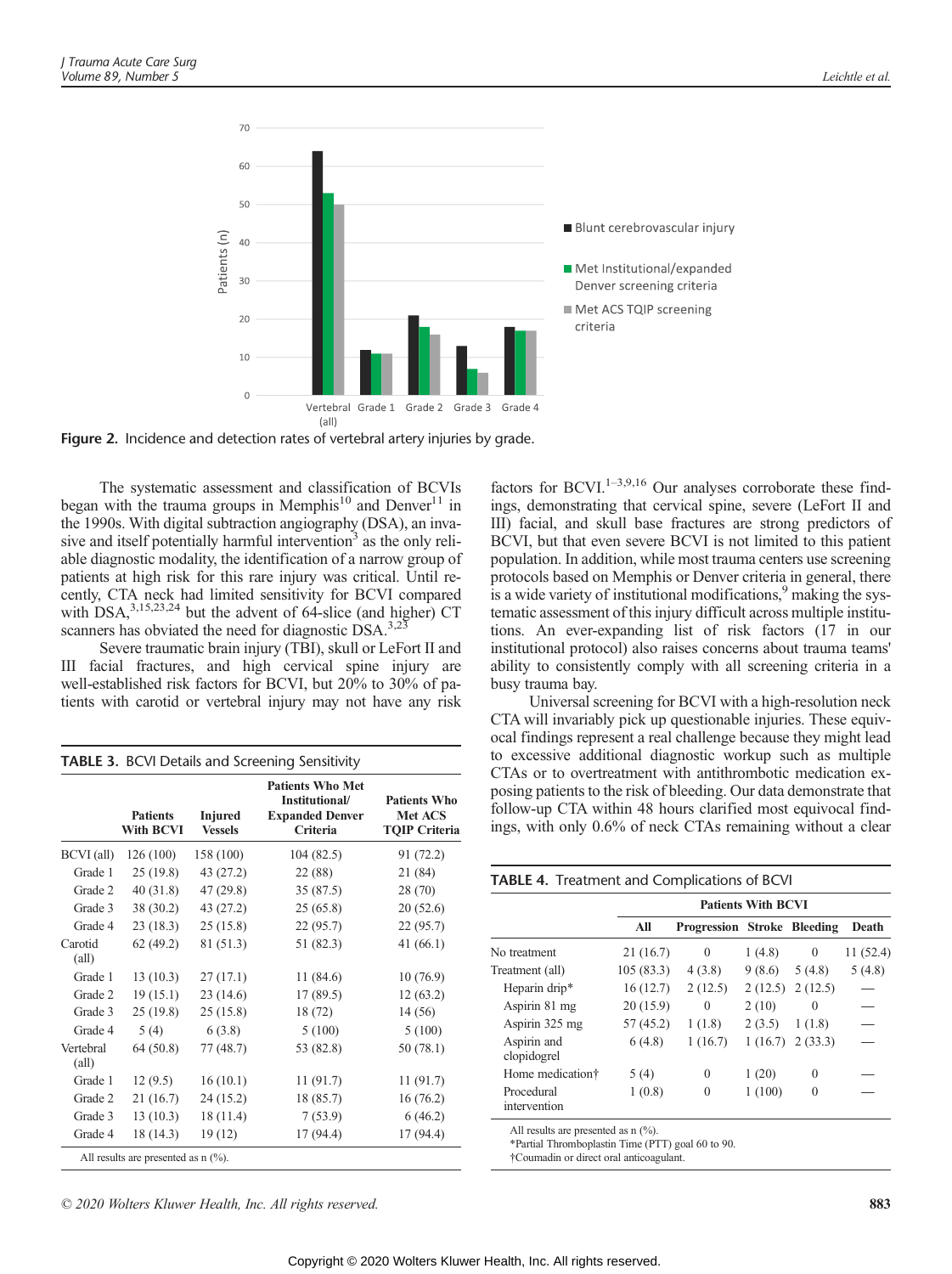Figure 2. Incidence and detection rates of vertebral artery injuries by grade.

The systematic assessment and classification of BCVIs began with the trauma groups in Memphis[10] and Denver[11] in the 1990s. With digital subtraction angiography (DSA), an invasive and itself potentially harmful intervention[3] as the only reliable diagnostic modality, the identification of a narrow group of patients at high risk for this rare injury was critical. Until recently, CTA neck had limited sensitivity for BCVI compared with DSA,[3,15,23,24] but the advent of 64-slice (and higher) CT scanners has obviated the need for diagnostic DSA.[3,23]

Severe traumatic brain injury (TBI), skull or LeFort II and III facial fractures, and high cervical spine injury are well-established risk factors for BCVI, but 20% to 30% of patients with carotid or vertebral injury may not have any risk factors for BCVI.[1–3,9,16] Our analyses corroborate these findings, demonstrating that cervical spine, severe (LeFort II and III) facial, and skull base fractures are strong predictors of BCVI, but that even severe BCVI is not limited to this patient population. In addition, while most trauma centers use screening protocols based on Memphis or Denver criteria in general, there is a wide variety of institutional modifications,[9] making the systematic assessment of this injury difficult across multiple institutions. An ever-expanding list of risk factors (17 in our institutional protocol) also raises concerns about trauma teams' ability to consistently comply with all screening criteria in a busy trauma bay.

Universal screening for BCVI with a high-resolution neck CTA will invariably pick up questionable injuries. These equivocal findings represent a real challenge because they might lead to excessive additional diagnostic workup such as multiple CTAs or to overtreatment with antithrombotic medication exposing patients to the risk of bleeding. Our data demonstrate that follow-up CTA within 48 hours clarified most equivocal findings, with only 0.6% of neck CTAs remaining without a clear

**TABLE 3.** BCVI Details and Screening Sensitivity

| | Patients With BCVI | Injured Vessels | Patients Who Met Institutional/ Expanded Denver Criteria | Patients Who Met ACS TQIP Criteria |
|---|---|---|---|---|
| BCVI (all) | 126 (100) | 158 (100) | 104 (82.5) | 91 (72.2) |
| Grade 1 | 25 (19.8) | 43 (27.2) | 22 (88) | 21 (84) |
| Grade 2 | 40 (31.8) | 47 (29.8) | 35 (87.5) | 28 (70) |
| Grade 3 | 38 (30.2) | 43 (27.2) | 25 (65.8) | 20 (52.6) |
| Grade 4 | 23 (18.3) | 25 (15.8) | 22 (95.7) | 22 (95.7) |
| Carotid (all) | 62 (49.2) | 81 (51.3) | 51 (82.3) | 41 (66.1) |
| Grade 1 | 13 (10.3) | 27 (17.1) | 11 (84.6) | 10 (76.9) |
| Grade 2 | 19 (15.1) | 23 (14.6) | 17 (89.5) | 12 (63.2) |
| Grade 3 | 25 (19.8) | 25 (15.8) | 18 (72) | 14 (56) |
| Grade 4 | 5 (4) | 6 (3.8) | 5 (100) | 5 (100) |
| Vertebral (all) | 64 (50.8) | 77 (48.7) | 53 (82.8) | 50 (78.1) |
| Grade 1 | 12 (9.5) | 16 (10.1) | 11 (91.7) | 11 (91.7) |
| Grade 2 | 21 (16.7) | 24 (15.2) | 18 (85.7) | 16 (76.2) |
| Grade 3 | 13 (10.3) | 18 (11.4) | 7 (53.9) | 6 (46.2) |
| Grade 4 | 18 (14.3) | 19 (12) | 17 (94.4) | 17 (94.4) |

All results are presented as n (%).

**TABLE 4.** Treatment and Complications of BCVI

| | Patients With BCVI | | | | |
|---|---|---|---|---|---|
| | All | Progression | Stroke | Bleeding | Death |
| No treatment | 21 (16.7) | 0 | 1 (4.8) | 0 | 11 (52.4) |
| Treatment (all) | 105 (83.3) | 4 (3.8) | 9 (8.6) | 5 (4.8) | 5 (4.8) |
| Heparin drip* | 16 (12.7) | 2 (12.5) | 2 (12.5) | 2 (12.5) | — |
| Aspirin 81 mg | 20 (15.9) | 0 | 2 (10) | 0 | — |
| Aspirin 325 mg | 57 (45.2) | 1 (1.8) | 2 (3.5) | 1 (1.8) | — |
| Aspirin and clopidogrel | 6 (4.8) | 1 (16.7) | 1 (16.7) | 2 (33.3) | — |
| Home medication† | 5 (4) | 0 | 1 (20) | 0 | — |
| Procedural intervention | 1 (0.8) | 0 | 1 (100) | 0 | — |

All results are presented as n (%).
*Partial Thromboplastin Time (PTT) goal 60 to 90.
†Coumadin or direct oral anticoagulant.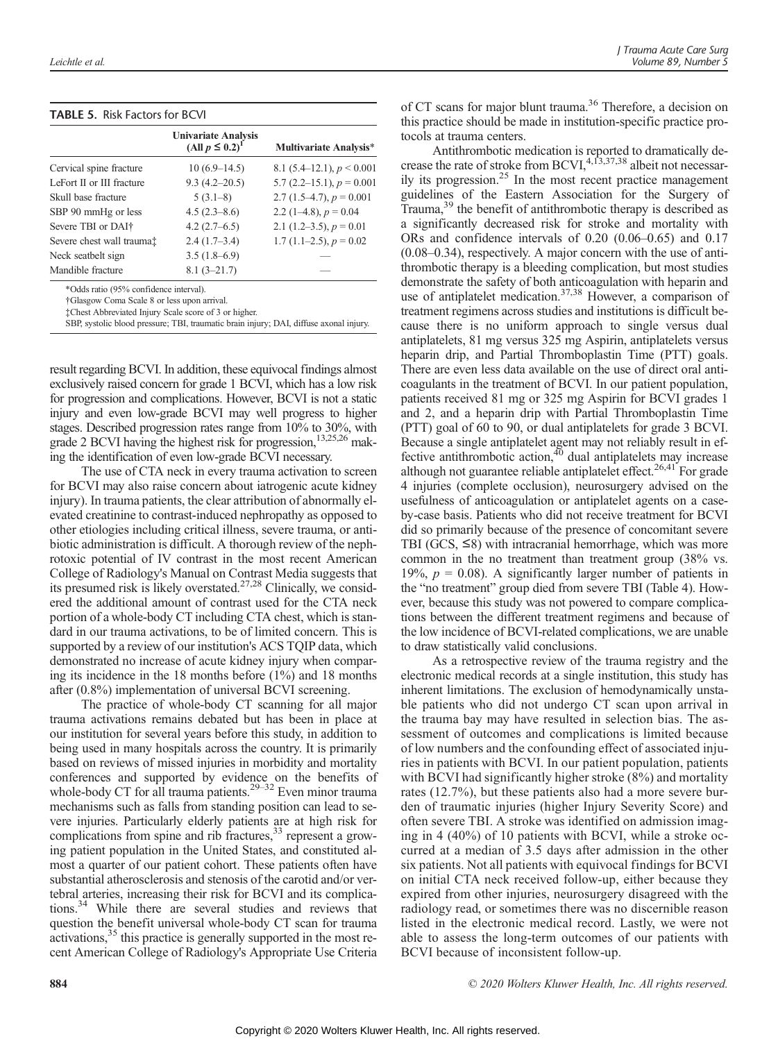**TABLE 5.** Risk Factors for BCVI

| | Univariate Analysis (All $p \leq 0.2$)[†] | Multivariate Analysis* |
|---|---|---|
| Cervical spine fracture | 10 (6.9–14.5) | 8.1 (5.4–12.1), $p < 0.001$ |
| LeFort II or III fracture | 9.3 (4.2–20.5) | 5.7 (2.2–15.1), $p = 0.001$ |
| Skull base fracture | 5 (3.1–8) | 2.7 (1.5–4.7), $p = 0.001$ |
| SBP 90 mmHg or less | 4.5 (2.3–8.6) | 2.2 (1–4.8), $p = 0.04$ |
| Severe TBI or DAI† | 4.2 (2.7–6.5) | 2.1 (1.2–3.5), $p = 0.01$ |
| Severe chest wall trauma‡ | 2.4 (1.7–3.4) | 1.7 (1.1–2.5), $p = 0.02$ |
| Neck seatbelt sign | 3.5 (1.8–6.9) | — |
| Mandible fracture | 8.1 (3–21.7) | — |

*Odds ratio (95% confidence interval).
†Glasgow Coma Scale 8 or less upon arrival.
‡Chest Abbreviated Injury Scale score of 3 or higher.
SBP, systolic blood pressure; TBI, traumatic brain injury; DAI, diffuse axonal injury.

result regarding BCVI. In addition, these equivocal findings almost exclusively raised concern for grade 1 BCVI, which has a low risk for progression and complications. However, BCVI is not a static injury and even low-grade BCVI may well progress to higher stages. Described progression rates range from 10% to 30%, with grade 2 BCVI having the highest risk for progression,[13,25,26] making the identification of even low-grade BCVI necessary.

The use of CTA neck in every trauma activation to screen for BCVI may also raise concern about iatrogenic acute kidney injury). In trauma patients, the clear attribution of abnormally elevated creatinine to contrast-induced nephropathy as opposed to other etiologies including critical illness, severe trauma, or antibiotic administration is difficult. A thorough review of the nephrotoxic potential of IV contrast in the most recent American College of Radiology's Manual on Contrast Media suggests that its presumed risk is likely overstated.[27,28] Clinically, we considered the additional amount of contrast used for the CTA neck portion of a whole-body CT including CTA chest, which is standard in our trauma activations, to be of limited concern. This is supported by a review of our institution's ACS TQIP data, which demonstrated no increase of acute kidney injury when comparing its incidence in the 18 months before (1%) and 18 months after (0.8%) implementation of universal BCVI screening.

The practice of whole-body CT scanning for all major trauma activations remains debated but has been in place at our institution for several years before this study, in addition to being used in many hospitals across the country. It is primarily based on reviews of missed injuries in morbidity and mortality conferences and supported by evidence on the benefits of whole-body CT for all trauma patients.[29–32] Even minor trauma mechanisms such as falls from standing position can lead to severe injuries. Particularly elderly patients are at high risk for complications from spine and rib fractures,[33] represent a growing patient population in the United States, and constituted almost a quarter of our patient cohort. These patients often have substantial atherosclerosis and stenosis of the carotid and/or vertebral arteries, increasing their risk for BCVI and its complications.[34] While there are several studies and reviews that question the benefit universal whole-body CT scan for trauma activations,[35] this practice is generally supported in the most recent American College of Radiology's Appropriate Use Criteria of CT scans for major blunt trauma.[36] Therefore, a decision on this practice should be made in institution-specific practice protocols at trauma centers.

Antithrombotic medication is reported to dramatically decrease the rate of stroke from BCVI,[4,13,37,38] albeit not necessarily its progression.[25] In the most recent practice management guidelines of the Eastern Association for the Surgery of Trauma,[39] the benefit of antithrombotic therapy is described as a significantly decreased risk for stroke and mortality with ORs and confidence intervals of 0.20 (0.06–0.65) and 0.17 (0.08–0.34), respectively. A major concern with the use of antithrombotic therapy is a bleeding complication, but most studies demonstrate the safety of both anticoagulation with heparin and use of antiplatelet medication.[37,38] However, a comparison of treatment regimens across studies and institutions is difficult because there is no uniform approach to single versus dual antiplatelets, 81 mg versus 325 mg Aspirin, antiplatelets versus heparin drip, and Partial Thromboplastin Time (PTT) goals. There are even less data available on the use of direct oral anticoagulants in the treatment of BCVI. In our patient population, patients received 81 mg or 325 mg Aspirin for BCVI grades 1 and 2, and a heparin drip with Partial Thromboplastin Time (PTT) goal of 60 to 90, or dual antiplatelets for grade 3 BCVI. Because a single antiplatelet agent may not reliably result in effective antithrombotic action,[40] dual antiplatelets may increase although not guarantee reliable antiplatelet effect.[26,41] For grade 4 injuries (complete occlusion), neurosurgery advised on the usefulness of anticoagulation or antiplatelet agents on a case-by-case basis. Patients who did not receive treatment for BCVI did so primarily because of the presence of concomitant severe TBI (GCS, ≤8) with intracranial hemorrhage, which was more common in the no treatment than treatment group (38% vs. 19%, $p = 0.08$). A significantly larger number of patients in the "no treatment" group died from severe TBI (Table 4). However, because this study was not powered to compare complications between the different treatment regimens and because of the low incidence of BCVI-related complications, we are unable to draw statistically valid conclusions.

As a retrospective review of the trauma registry and the electronic medical records at a single institution, this study has inherent limitations. The exclusion of hemodynamically unstable patients who did not undergo CT scan upon arrival in the trauma bay may have resulted in selection bias. The assessment of outcomes and complications is limited because of low numbers and the confounding effect of associated injuries in patients with BCVI. In our patient population, patients with BCVI had significantly higher stroke (8%) and mortality rates (12.7%), but these patients also had a more severe burden of traumatic injuries (higher Injury Severity Score) and often severe TBI. A stroke was identified on admission imaging in 4 (40%) of 10 patients with BCVI, while a stroke occurred at a median of 3.5 days after admission in the other six patients. Not all patients with equivocal findings for BCVI on initial CTA neck received follow-up, either because they expired from other injuries, neurosurgery disagreed with the radiology read, or sometimes there was no discernible reason listed in the electronic medical record. Lastly, we were not able to assess the long-term outcomes of our patients with BCVI because of inconsistent follow-up.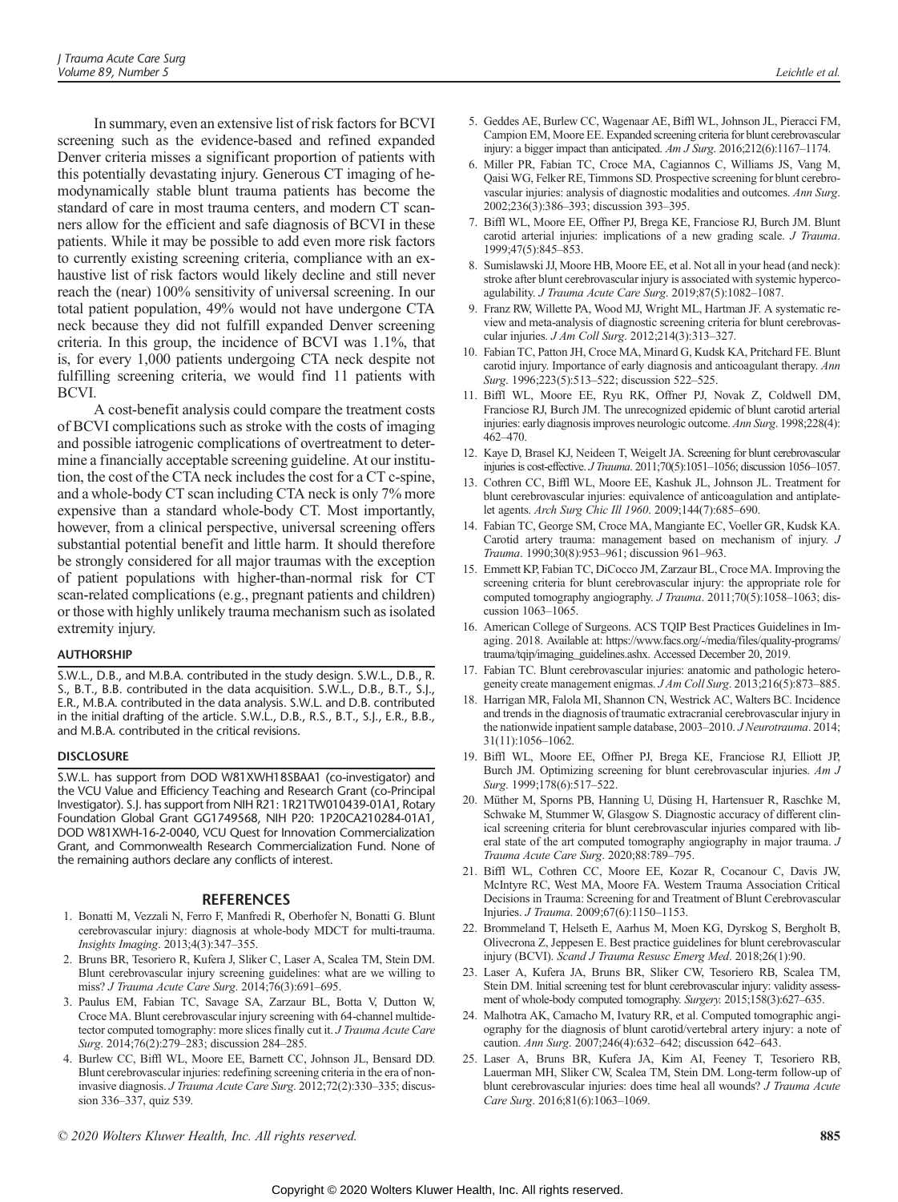In summary, even an extensive list of risk factors for BCVI screening such as the evidence-based and refined expanded Denver criteria misses a significant proportion of patients with this potentially devastating injury. Generous CT imaging of hemodynamically stable blunt trauma patients has become the standard of care in most trauma centers, and modern CT scanners allow for the efficient and safe diagnosis of BCVI in these patients. While it may be possible to add even more risk factors to currently existing screening criteria, compliance with an exhaustive list of risk factors would likely decline and still never reach the (near) 100% sensitivity of universal screening. In our total patient population, 49% would not have undergone CTA neck because they did not fulfill expanded Denver screening criteria. In this group, the incidence of BCVI was 1.1%, that is, for every 1,000 patients undergoing CTA neck despite not fulfilling screening criteria, we would find 11 patients with BCVI.

A cost-benefit analysis could compare the treatment costs of BCVI complications such as stroke with the costs of imaging and possible iatrogenic complications of overtreatment to determine a financially acceptable screening guideline. At our institution, the cost of the CTA neck includes the cost for a CT c-spine, and a whole-body CT scan including CTA neck is only 7% more expensive than a standard whole-body CT. Most importantly, however, from a clinical perspective, universal screening offers substantial potential benefit and little harm. It should therefore be strongly considered for all major traumas with the exception of patient populations with higher-than-normal risk for CT scan-related complications (e.g., pregnant patients and children) or those with highly unlikely trauma mechanism such as isolated extremity injury.

## AUTHORSHIP

S.W.L., D.B., and M.B.A. contributed in the study design. S.W.L., D.B., R.S., B.T., B.B. contributed in the data acquisition. S.W.L., D.B., B.T., S.J., E.R., M.B.A. contributed in the data analysis. S.W.L. and D.B. contributed in the initial drafting of the article. S.W.L., D.B., R.S., B.T., S.J., E.R., B.B., and M.B.A. contributed in the critical revisions.

## DISCLOSURE

S.W.L. has support from DOD W81XWH18SBAA1 (co-investigator) and the VCU Value and Efficiency Teaching and Research Grant (co-Principal Investigator). S.J. has support from NIH R21: 1R21TW010439-01A1, Rotary Foundation Global Grant GG1749568, NIH P20: 1P20CA210284-01A1, DOD W81XWH-16-2-0040, VCU Quest for Innovation Commercialization Grant, and Commonwealth Research Commercialization Fund. None of the remaining authors declare any conflicts of interest.

## REFERENCES

1. Bonatti M, Vezzali N, Ferro F, Manfredi R, Oberhofer N, Bonatti G. Blunt cerebrovascular injury: diagnosis at whole-body MDCT for multi-trauma. *Insights Imaging*. 2013;4(3):347–355.
2. Bruns BR, Tesoriero R, Kufera J, Sliker C, Laser A, Scalea TM, Stein DM. Blunt cerebrovascular injury screening guidelines: what are we willing to miss? *J Trauma Acute Care Surg*. 2014;76(3):691–695.
3. Paulus EM, Fabian TC, Savage SA, Zarzaur BL, Botta V, Dutton W, Croce MA. Blunt cerebrovascular injury screening with 64-channel multidetector computed tomography: more slices finally cut it. *J Trauma Acute Care Surg*. 2014;76(2):279–283; discussion 284–285.
4. Burlew CC, Biffl WL, Moore EE, Barnett CC, Johnson JL, Bensard DD. Blunt cerebrovascular injuries: redefining screening criteria in the era of noninvasive diagnosis. *J Trauma Acute Care Surg*. 2012;72(2):330–335; discussion 336–337, quiz 539.
5. Geddes AE, Burlew CC, Wagenaar AE, Biffl WL, Johnson JL, Pieracci FM, Campion EM, Moore EE. Expanded screening criteria for blunt cerebrovascular injury: a bigger impact than anticipated. *Am J Surg*. 2016;212(6):1167–1174.
6. Miller PR, Fabian TC, Croce MA, Cagiannos C, Williams JS, Vang M, Qaisi WG, Felker RE, Timmons SD. Prospective screening for blunt cerebrovascular injuries: analysis of diagnostic modalities and outcomes. *Ann Surg*. 2002;236(3):386–393; discussion 393–395.
7. Biffl WL, Moore EE, Offner PJ, Brega KE, Franciose RJ, Burch JM. Blunt carotid arterial injuries: implications of a new grading scale. *J Trauma*. 1999;47(5):845–853.
8. Sumislawski JJ, Moore HB, Moore EE, et al. Not all in your head (and neck): stroke after blunt cerebrovascular injury is associated with systemic hypercoagulability. *J Trauma Acute Care Surg*. 2019;87(5):1082–1087.
9. Franz RW, Willette PA, Wood MJ, Wright ML, Hartman JF. A systematic review and meta-analysis of diagnostic screening criteria for blunt cerebrovascular injuries. *J Am Coll Surg*. 2012;214(3):313–327.
10. Fabian TC, Patton JH, Croce MA, Minard G, Kudsk KA, Pritchard FE. Blunt carotid injury. Importance of early diagnosis and anticoagulant therapy. *Ann Surg*. 1996;223(5):513–522; discussion 522–525.
11. Biffl WL, Moore EE, Ryu RK, Offner PJ, Novak Z, Coldwell DM, Franciose RJ, Burch JM. The unrecognized epidemic of blunt carotid arterial injuries: early diagnosis improves neurologic outcome. *Ann Surg*. 1998;228(4):462–470.
12. Kaye D, Brasel KJ, Neideen T, Weigelt JA. Screening for blunt cerebrovascular injuries is cost-effective. *J Trauma*. 2011;70(5):1051–1056; discussion 1056–1057.
13. Cothren CC, Biffl WL, Moore EE, Kashuk JL, Johnson JL. Treatment for blunt cerebrovascular injuries: equivalence of anticoagulation and antiplatelet agents. *Arch Surg Chic Ill 1960*. 2009;144(7):685–690.
14. Fabian TC, George SM, Croce MA, Mangiante EC, Voeller GR, Kudsk KA. Carotid artery trauma: management based on mechanism of injury. *J Trauma*. 1990;30(8):953–961; discussion 961–963.
15. Emmett KP, Fabian TC, DiCocco JM, Zarzaur BL, Croce MA. Improving the screening criteria for blunt cerebrovascular injury: the appropriate role for computed tomography angiography. *J Trauma*. 2011;70(5):1058–1063; discussion 1063–1065.
16. American College of Surgeons. ACS TQIP Best Practices Guidelines in Imaging. 2018. Available at: https://www.facs.org/-/media/files/quality-programs/trauma/tqip/imaging_guidelines.ashx. Accessed December 20, 2019.
17. Fabian TC. Blunt cerebrovascular injuries: anatomic and pathologic heterogeneity create management enigmas. *J Am Coll Surg*. 2013;216(5):873–885.
18. Harrigan MR, Falola MI, Shannon CN, Westrick AC, Walters BC. Incidence and trends in the diagnosis of traumatic extracranial cerebrovascular injury in the nationwide inpatient sample database, 2003–2010. *J Neurotrauma*. 2014;31(11):1056–1062.
19. Biffl WL, Moore EE, Offner PJ, Brega KE, Franciose RJ, Elliott JP, Burch JM. Optimizing screening for blunt cerebrovascular injuries. *Am J Surg*. 1999;178(6):517–522.
20. Müther M, Sporns PB, Hanning U, Düsing H, Hartensuer R, Raschke M, Schwake M, Stummer W, Glasgow S. Diagnostic accuracy of different clinical screening criteria for blunt cerebrovascular injuries compared with liberal state of the art computed tomography angiography in major trauma. *J Trauma Acute Care Surg*. 2020;88:789–795.
21. Biffl WL, Cothren CC, Moore EE, Kozar R, Cocanour C, Davis JW, McIntyre RC, West MA, Moore FA. Western Trauma Association Critical Decisions in Trauma: Screening for and Treatment of Blunt Cerebrovascular Injuries. *J Trauma*. 2009;67(6):1150–1153.
22. Brommeland T, Helseth E, Aarhus M, Moen KG, Dyrskog S, Bergholt B, Olivecrona Z, Jeppesen E. Best practice guidelines for blunt cerebrovascular injury (BCVI). *Scand J Trauma Resusc Emerg Med*. 2018;26(1):90.
23. Laser A, Kufera JA, Bruns BR, Sliker CW, Tesoriero RB, Scalea TM, Stein DM. Initial screening test for blunt cerebrovascular injury: validity assessment of whole-body computed tomography. *Surgery*. 2015;158(3):627–635.
24. Malhotra AK, Camacho M, Ivatury RR, et al. Computed tomographic angiography for the diagnosis of blunt carotid/vertebral artery injury: a note of caution. *Ann Surg*. 2007;246(4):632–642; discussion 642–643.
25. Laser A, Bruns BR, Kufera JA, Kim AI, Feeney T, Tesoriero RB, Lauerman MH, Sliker CW, Scalea TM, Stein DM. Long-term follow-up of blunt cerebrovascular injuries: does time heal all wounds? *J Trauma Acute Care Surg*. 2016;81(6):1063–1069.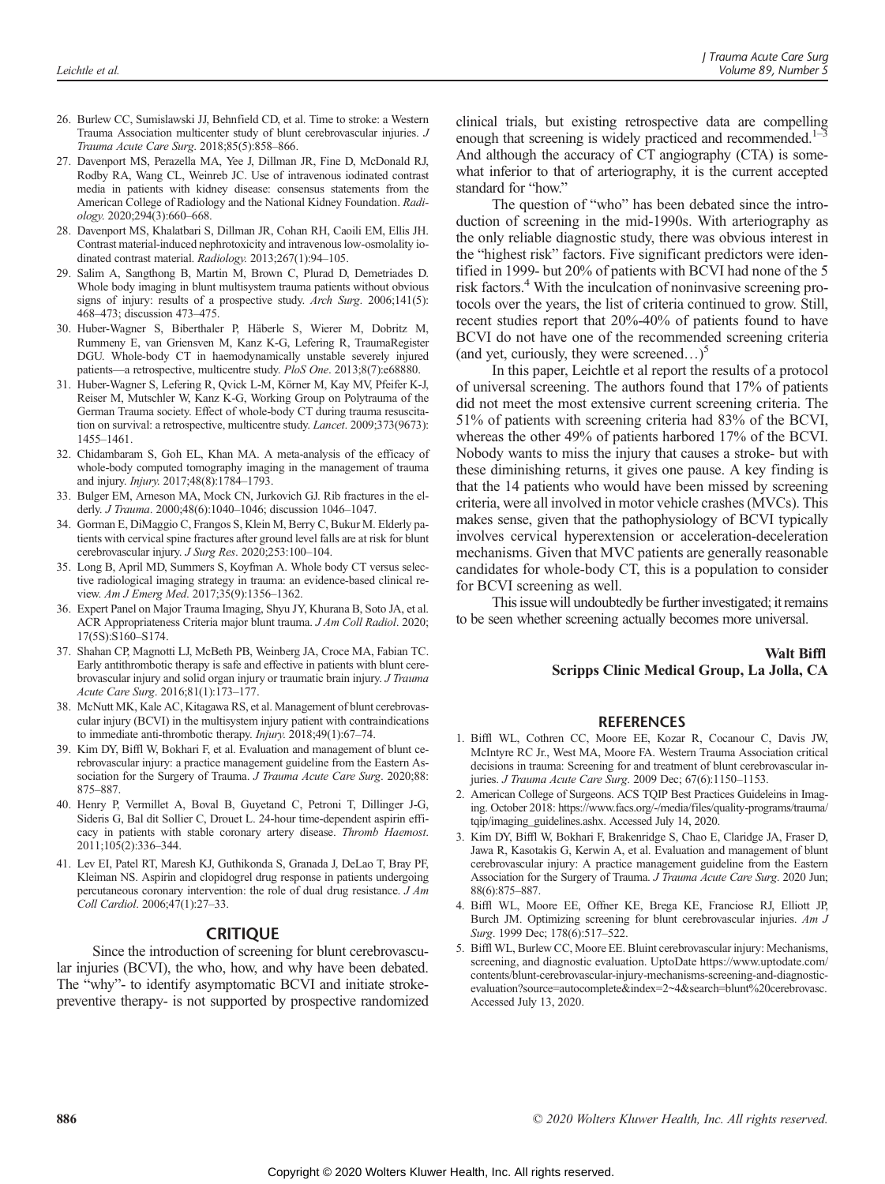26. Burlew CC, Sumislawski JJ, Behnfield CD, et al. Time to stroke: a Western Trauma Association multicenter study of blunt cerebrovascular injuries. *J Trauma Acute Care Surg*. 2018;85(5):858–866.
27. Davenport MS, Perazella MA, Yee J, Dillman JR, Fine D, McDonald RJ, Rodby RA, Wang CL, Weinreb JC. Use of intravenous iodinated contrast media in patients with kidney disease: consensus statements from the American College of Radiology and the National Kidney Foundation. *Radiology.* 2020;294(3):660–668.
28. Davenport MS, Khalatbari S, Dillman JR, Cohan RH, Caoili EM, Ellis JH. Contrast material-induced nephrotoxicity and intravenous low-osmolality iodinated contrast material. *Radiology.* 2013;267(1):94–105.
29. Salim A, Sangthong B, Martin M, Brown C, Plurad D, Demetriades D. Whole body imaging in blunt multisystem trauma patients without obvious signs of injury: results of a prospective study. *Arch Surg*. 2006;141(5): 468–473; discussion 473–475.
30. Huber-Wagner S, Biberthaler P, Häberle S, Wierer M, Dobritz M, Rummeny E, van Griensven M, Kanz K-G, Lefering R, TraumaRegister DGU. Whole-body CT in haemodynamically unstable severely injured patients—a retrospective, multicentre study. *PloS One*. 2013;8(7):e68880.
31. Huber-Wagner S, Lefering R, Qvick L-M, Körner M, Kay MV, Pfeifer K-J, Reiser M, Mutschler W, Kanz K-G, Working Group on Polytrauma of the German Trauma society. Effect of whole-body CT during trauma resuscitation on survival: a retrospective, multicentre study. *Lancet*. 2009;373(9673): 1455–1461.
32. Chidambaram S, Goh EL, Khan MA. A meta-analysis of the efficacy of whole-body computed tomography imaging in the management of trauma and injury. *Injury.* 2017;48(8):1784–1793.
33. Bulger EM, Arneson MA, Mock CN, Jurkovich GJ. Rib fractures in the elderly. *J Trauma*. 2000;48(6):1040–1046; discussion 1046–1047.
34. Gorman E, DiMaggio C, Frangos S, Klein M, Berry C, Bukur M. Elderly patients with cervical spine fractures after ground level falls are at risk for blunt cerebrovascular injury. *J Surg Res*. 2020;253:100–104.
35. Long B, April MD, Summers S, Koyfman A. Whole body CT versus selective radiological imaging strategy in trauma: an evidence-based clinical review. *Am J Emerg Med*. 2017;35(9):1356–1362.
36. Expert Panel on Major Trauma Imaging, Shyu JY, Khurana B, Soto JA, et al. ACR Appropriateness Criteria major blunt trauma. *J Am Coll Radiol*. 2020; 17(5S):S160–S174.
37. Shahan CP, Magnotti LJ, McBeth PB, Weinberg JA, Croce MA, Fabian TC. Early antithrombotic therapy is safe and effective in patients with blunt cerebrovascular injury and solid organ injury or traumatic brain injury. *J Trauma Acute Care Surg*. 2016;81(1):173–177.
38. McNutt MK, Kale AC, Kitagawa RS, et al. Management of blunt cerebrovascular injury (BCVI) in the multisystem injury patient with contraindications to immediate anti-thrombotic therapy. *Injury.* 2018;49(1):67–74.
39. Kim DY, Biffl W, Bokhari F, et al. Evaluation and management of blunt cerebrovascular injury: a practice management guideline from the Eastern Association for the Surgery of Trauma. *J Trauma Acute Care Surg*. 2020;88: 875–887.
40. Henry P, Vermillet A, Boval B, Guyetand C, Petroni T, Dillinger J-G, Sideris G, Bal dit Sollier C, Drouet L. 24-hour time-dependent aspirin efficacy in patients with stable coronary artery disease. *Thromb Haemost*. 2011;105(2):336–344.
41. Lev EI, Patel RT, Maresh KJ, Guthikonda S, Granada J, DeLao T, Bray PF, Kleiman NS. Aspirin and clopidogrel drug response in patients undergoing percutaneous coronary intervention: the role of dual drug resistance. *J Am Coll Cardiol*. 2006;47(1):27–33.

## CRITIQUE

Since the introduction of screening for blunt cerebrovascular injuries (BCVI), the who, how, and why have been debated. The "why"- to identify asymptomatic BCVI and initiate stroke-preventive therapy- is not supported by prospective randomized clinical trials, but existing retrospective data are compelling enough that screening is widely practiced and recommended.[1–3] And although the accuracy of CT angiography (CTA) is somewhat inferior to that of arteriography, it is the current accepted standard for "how."

The question of "who" has been debated since the introduction of screening in the mid-1990s. With arteriography as the only reliable diagnostic study, there was obvious interest in the "highest risk" factors. Five significant predictors were identified in 1999- but 20% of patients with BCVI had none of the 5 risk factors.[4] With the inculcation of noninvasive screening protocols over the years, the list of criteria continued to grow. Still, recent studies report that 20%-40% of patients found to have BCVI do not have one of the recommended screening criteria (and yet, curiously, they were screened…)[5]

In this paper, Leichtle et al report the results of a protocol of universal screening. The authors found that 17% of patients did not meet the most extensive current screening criteria. The 51% of patients with screening criteria had 83% of the BCVI, whereas the other 49% of patients harbored 17% of the BCVI. Nobody wants to miss the injury that causes a stroke- but with these diminishing returns, it gives one pause. A key finding is that the 14 patients who would have been missed by screening criteria, were all involved in motor vehicle crashes (MVCs). This makes sense, given that the pathophysiology of BCVI typically involves cervical hyperextension or acceleration-deceleration mechanisms. Given that MVC patients are generally reasonable candidates for whole-body CT, this is a population to consider for BCVI screening as well.

This issue will undoubtedly be further investigated; it remains to be seen whether screening actually becomes more universal.

**Walt Biffl**
**Scripps Clinic Medical Group, La Jolla, CA**

## REFERENCES

1. Biffl WL, Cothren CC, Moore EE, Kozar R, Cocanour C, Davis JW, McIntyre RC Jr., West MA, Moore FA. Western Trauma Association critical decisions in trauma: Screening for and treatment of blunt cerebrovascular injuries. *J Trauma Acute Care Surg*. 2009 Dec; 67(6):1150–1153.
2. American College of Surgeons. ACS TQIP Best Practices Guideleins in Imaging. October 2018: https://www.facs.org/-/media/files/quality-programs/trauma/tqip/imaging_guidelines.ashx. Accessed July 14, 2020.
3. Kim DY, Biffl W, Bokhari F, Brakenridge S, Chao E, Claridge JA, Fraser D, Jawa R, Kasotakis G, Kerwin A, et al. Evaluation and management of blunt cerebrovascular injury: A practice management guideline from the Eastern Association for the Surgery of Trauma. *J Trauma Acute Care Surg*. 2020 Jun; 88(6):875–887.
4. Biffl WL, Moore EE, Offner KE, Brega KE, Franciose RJ, Elliott JP, Burch JM. Optimizing screening for blunt cerebrovascular injuries. *Am J Surg*. 1999 Dec; 178(6):517–522.
5. Biffl WL, Burlew CC, Moore EE. Bluint cerebrovascular injury: Mechanisms, screening, and diagnostic evaluation. UptoDate https://www.uptodate.com/contents/blunt-cerebrovascular-injury-mechanisms-screening-and-diagnostic-evaluation?source=autocomplete&index=2~4&search=blunt%20cerebrovasc. Accessed July 13, 2020.